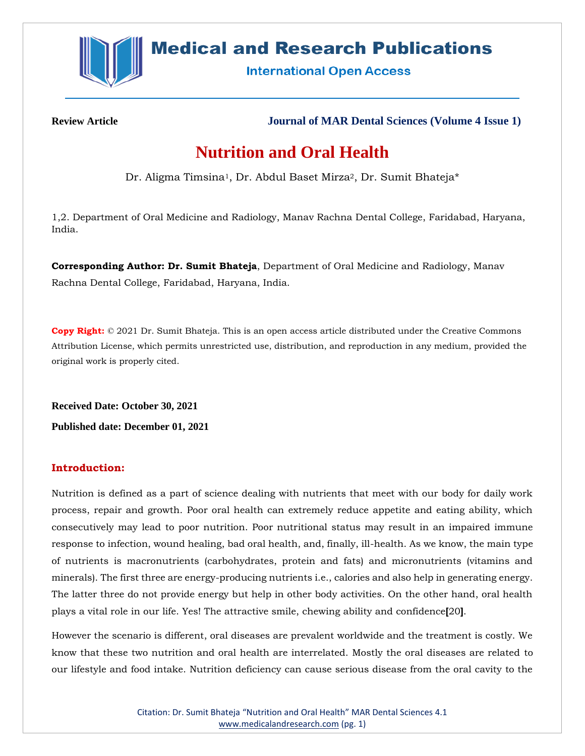**Review Article** **Journal of MAR Dental Sciences (Volume 4 Issue 1)**

# Nutrition and Oral Health

Dr. Aligma Timsina[1], Dr. Abdul Baset Mirza[2], Dr. Sumit Bhateja*

1,2. Department of Oral Medicine and Radiology, Manav Rachna Dental College, Faridabad, Haryana, India.

**Corresponding Author: Dr. Sumit Bhateja**, Department of Oral Medicine and Radiology, Manav Rachna Dental College, Faridabad, Haryana, India.

**Copy Right:** © 2021 Dr. Sumit Bhateja. This is an open access article distributed under the Creative Commons Attribution License, which permits unrestricted use, distribution, and reproduction in any medium, provided the original work is properly cited.

**Received Date: October 30, 2021**

**Published date: December 01, 2021**

## Introduction:

Nutrition is defined as a part of science dealing with nutrients that meet with our body for daily work process, repair and growth. Poor oral health can extremely reduce appetite and eating ability, which consecutively may lead to poor nutrition. Poor nutritional status may result in an impaired immune response to infection, wound healing, bad oral health, and, finally, ill-health. As we know, the main type of nutrients is macronutrients (carbohydrates, protein and fats) and micronutrients (vitamins and minerals). The first three are energy-producing nutrients i.e., calories and also help in generating energy. The latter three do not provide energy but help in other body activities. On the other hand, oral health plays a vital role in our life. Yes! The attractive smile, chewing ability and confidence**[**20**]**.

However the scenario is different, oral diseases are prevalent worldwide and the treatment is costly. We know that these two nutrition and oral health are interrelated. Mostly the oral diseases are related to our lifestyle and food intake. Nutrition deficiency can cause serious disease from the oral cavity to the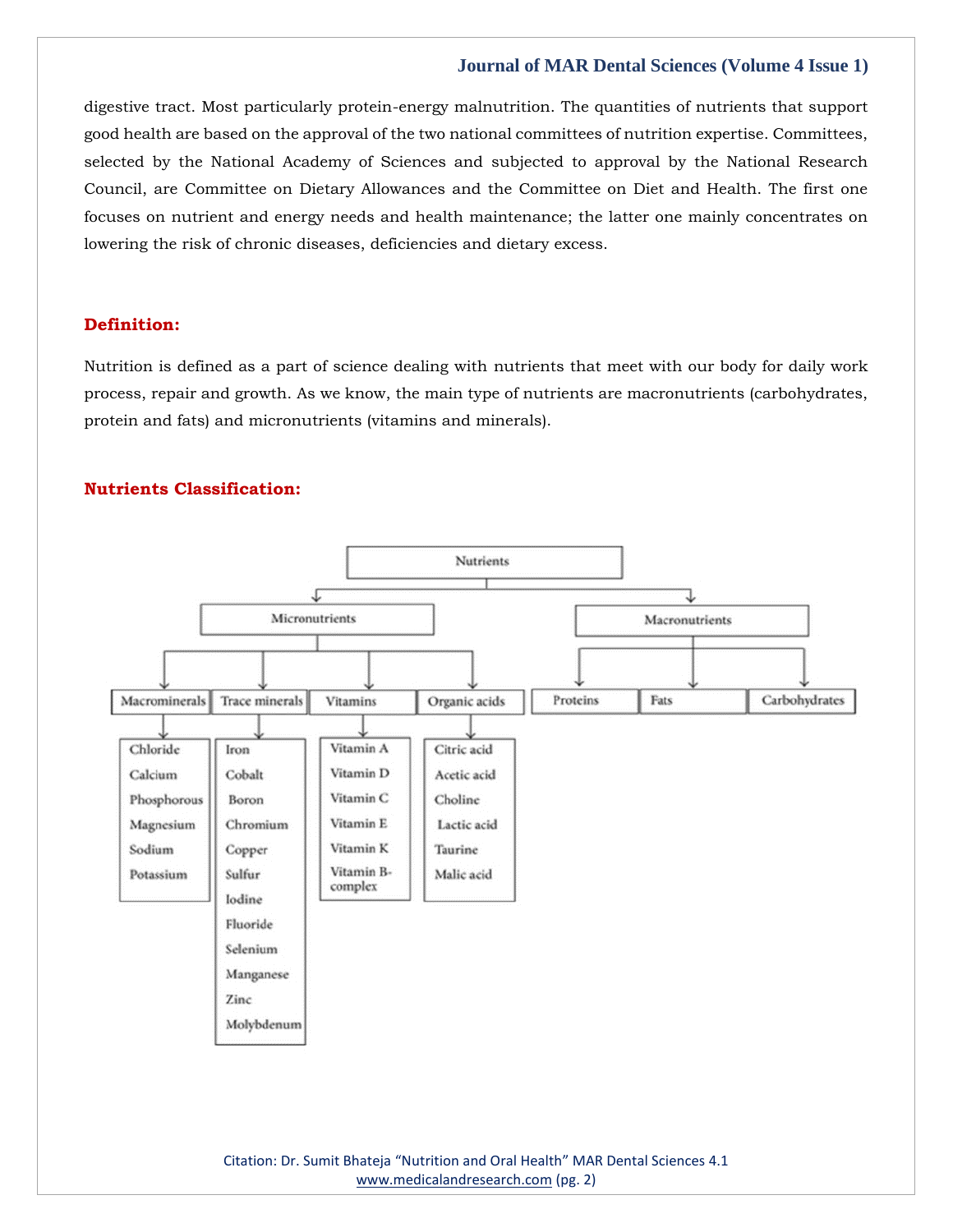digestive tract. Most particularly protein-energy malnutrition. The quantities of nutrients that support good health are based on the approval of the two national committees of nutrition expertise. Committees, selected by the National Academy of Sciences and subjected to approval by the National Research Council, are Committee on Dietary Allowances and the Committee on Diet and Health. The first one focuses on nutrient and energy needs and health maintenance; the latter one mainly concentrates on lowering the risk of chronic diseases, deficiencies and dietary excess.

## Definition:

Nutrition is defined as a part of science dealing with nutrients that meet with our body for daily work process, repair and growth. As we know, the main type of nutrients are macronutrients (carbohydrates, protein and fats) and micronutrients (vitamins and minerals).

## Nutrients Classification:

- Nutrients
  - Micronutrients
    - Macrominerals
      - Chloride
      - Calcium
      - Phosphorous
      - Magnesium
      - Sodium
      - Potassium
    - Trace minerals
      - Iron
      - Cobalt
      - Boron
      - Chromium
      - Copper
      - Sulfur
      - Iodine
      - Fluoride
      - Selenium
      - Manganese
      - Zinc
      - Molybdenum
    - Vitamins
      - Vitamin A
      - Vitamin D
      - Vitamin C
      - Vitamin E
      - Vitamin K
      - Vitamin B-complex
    - Organic acids
      - Citric acid
      - Acetic acid
      - Choline
      - Lactic acid
      - Taurine
      - Malic acid
  - Macronutrients
    - Proteins
    - Fats
    - Carbohydrates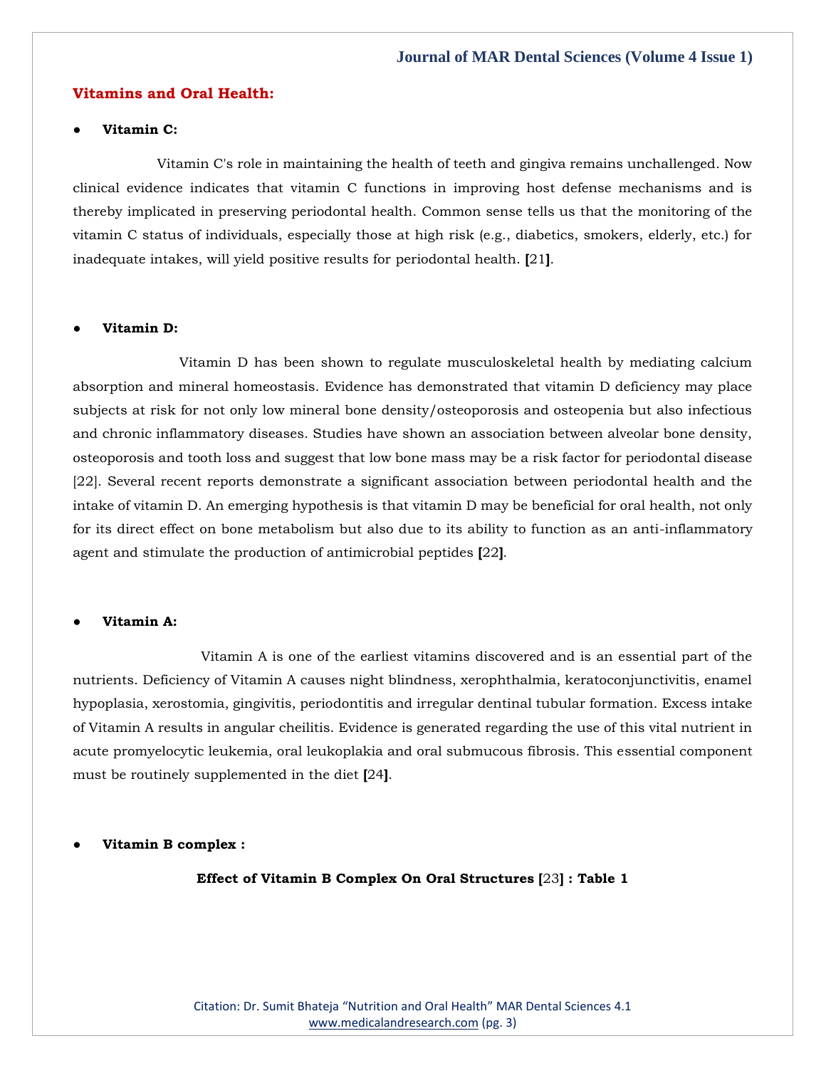## Vitamins and Oral Health:

- **Vitamin C:**

Vitamin C's role in maintaining the health of teeth and gingiva remains unchallenged. Now clinical evidence indicates that vitamin C functions in improving host defense mechanisms and is thereby implicated in preserving periodontal health. Common sense tells us that the monitoring of the vitamin C status of individuals, especially those at high risk (e.g., diabetics, smokers, elderly, etc.) for inadequate intakes, will yield positive results for periodontal health. [21].

- **Vitamin D:**

Vitamin D has been shown to regulate musculoskeletal health by mediating calcium absorption and mineral homeostasis. Evidence has demonstrated that vitamin D deficiency may place subjects at risk for not only low mineral bone density/osteoporosis and osteopenia but also infectious and chronic inflammatory diseases. Studies have shown an association between alveolar bone density, osteoporosis and tooth loss and suggest that low bone mass may be a risk factor for periodontal disease [22]. Several recent reports demonstrate a significant association between periodontal health and the intake of vitamin D. An emerging hypothesis is that vitamin D may be beneficial for oral health, not only for its direct effect on bone metabolism but also due to its ability to function as an anti-inflammatory agent and stimulate the production of antimicrobial peptides [22].

- **Vitamin A:**

Vitamin A is one of the earliest vitamins discovered and is an essential part of the nutrients. Deficiency of Vitamin A causes night blindness, xerophthalmia, keratoconjunctivitis, enamel hypoplasia, xerostomia, gingivitis, periodontitis and irregular dentinal tubular formation. Excess intake of Vitamin A results in angular cheilitis. Evidence is generated regarding the use of this vital nutrient in acute promyelocytic leukemia, oral leukoplakia and oral submucous fibrosis. This essential component must be routinely supplemented in the diet [24].

- **Vitamin B complex :**

**Effect of Vitamin B Complex On Oral Structures [23] : Table 1**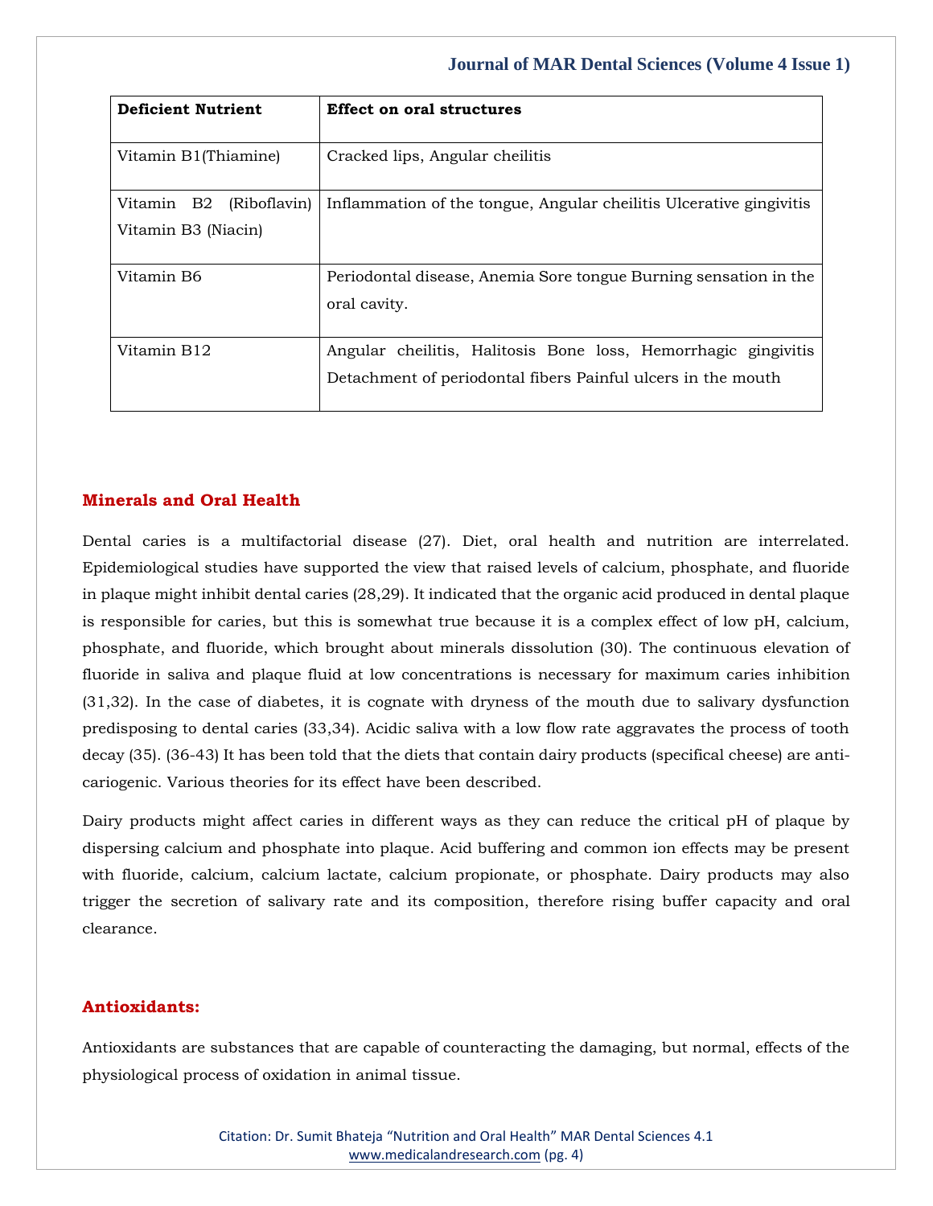| Deficient Nutrient | Effect on oral structures |
|---|---|
| Vitamin B1(Thiamine) | Cracked lips, Angular cheilitis |
| Vitamin B2 (Riboflavin) Vitamin B3 (Niacin) | Inflammation of the tongue, Angular cheilitis Ulcerative gingivitis |
| Vitamin B6 | Periodontal disease, Anemia Sore tongue Burning sensation in the oral cavity. |
| Vitamin B12 | Angular cheilitis, Halitosis Bone loss, Hemorrhagic gingivitis Detachment of periodontal fibers Painful ulcers in the mouth |

## Minerals and Oral Health

Dental caries is a multifactorial disease (27). Diet, oral health and nutrition are interrelated. Epidemiological studies have supported the view that raised levels of calcium, phosphate, and fluoride in plaque might inhibit dental caries (28,29). It indicated that the organic acid produced in dental plaque is responsible for caries, but this is somewhat true because it is a complex effect of low pH, calcium, phosphate, and fluoride, which brought about minerals dissolution (30). The continuous elevation of fluoride in saliva and plaque fluid at low concentrations is necessary for maximum caries inhibition (31,32). In the case of diabetes, it is cognate with dryness of the mouth due to salivary dysfunction predisposing to dental caries (33,34). Acidic saliva with a low flow rate aggravates the process of tooth decay (35). (36-43) It has been told that the diets that contain dairy products (specifical cheese) are anti-cariogenic. Various theories for its effect have been described.

Dairy products might affect caries in different ways as they can reduce the critical pH of plaque by dispersing calcium and phosphate into plaque. Acid buffering and common ion effects may be present with fluoride, calcium, calcium lactate, calcium propionate, or phosphate. Dairy products may also trigger the secretion of salivary rate and its composition, therefore rising buffer capacity and oral clearance.

## Antioxidants:

Antioxidants are substances that are capable of counteracting the damaging, but normal, effects of the physiological process of oxidation in animal tissue.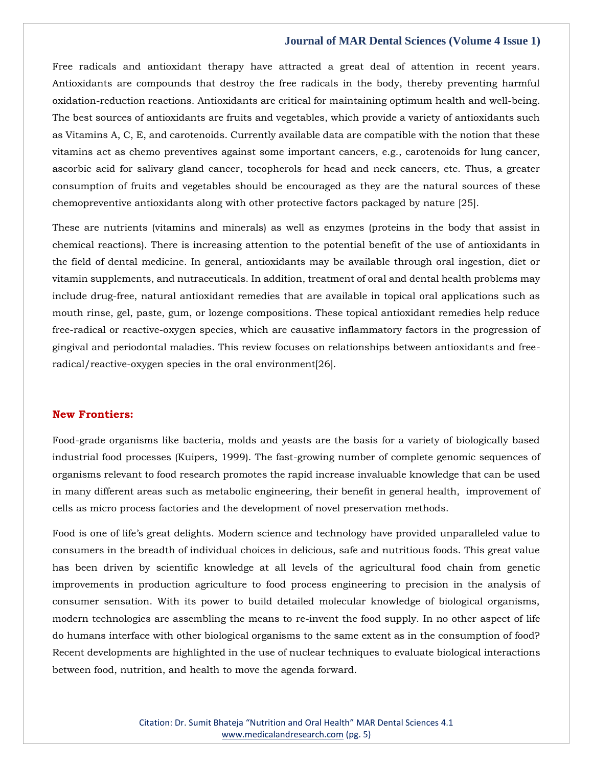Free radicals and antioxidant therapy have attracted a great deal of attention in recent years. Antioxidants are compounds that destroy the free radicals in the body, thereby preventing harmful oxidation-reduction reactions. Antioxidants are critical for maintaining optimum health and well-being. The best sources of antioxidants are fruits and vegetables, which provide a variety of antioxidants such as Vitamins A, C, E, and carotenoids. Currently available data are compatible with the notion that these vitamins act as chemo preventives against some important cancers, e.g., carotenoids for lung cancer, ascorbic acid for salivary gland cancer, tocopherols for head and neck cancers, etc. Thus, a greater consumption of fruits and vegetables should be encouraged as they are the natural sources of these chemopreventive antioxidants along with other protective factors packaged by nature [25].

These are nutrients (vitamins and minerals) as well as enzymes (proteins in the body that assist in chemical reactions). There is increasing attention to the potential benefit of the use of antioxidants in the field of dental medicine. In general, antioxidants may be available through oral ingestion, diet or vitamin supplements, and nutraceuticals. In addition, treatment of oral and dental health problems may include drug-free, natural antioxidant remedies that are available in topical oral applications such as mouth rinse, gel, paste, gum, or lozenge compositions. These topical antioxidant remedies help reduce free-radical or reactive-oxygen species, which are causative inflammatory factors in the progression of gingival and periodontal maladies. This review focuses on relationships between antioxidants and free-radical/reactive-oxygen species in the oral environment[26].

## New Frontiers:

Food-grade organisms like bacteria, molds and yeasts are the basis for a variety of biologically based industrial food processes (Kuipers, 1999). The fast-growing number of complete genomic sequences of organisms relevant to food research promotes the rapid increase invaluable knowledge that can be used in many different areas such as metabolic engineering, their benefit in general health, improvement of cells as micro process factories and the development of novel preservation methods.

Food is one of life's great delights. Modern science and technology have provided unparalleled value to consumers in the breadth of individual choices in delicious, safe and nutritious foods. This great value has been driven by scientific knowledge at all levels of the agricultural food chain from genetic improvements in production agriculture to food process engineering to precision in the analysis of consumer sensation. With its power to build detailed molecular knowledge of biological organisms, modern technologies are assembling the means to re-invent the food supply. In no other aspect of life do humans interface with other biological organisms to the same extent as in the consumption of food? Recent developments are highlighted in the use of nuclear techniques to evaluate biological interactions between food, nutrition, and health to move the agenda forward.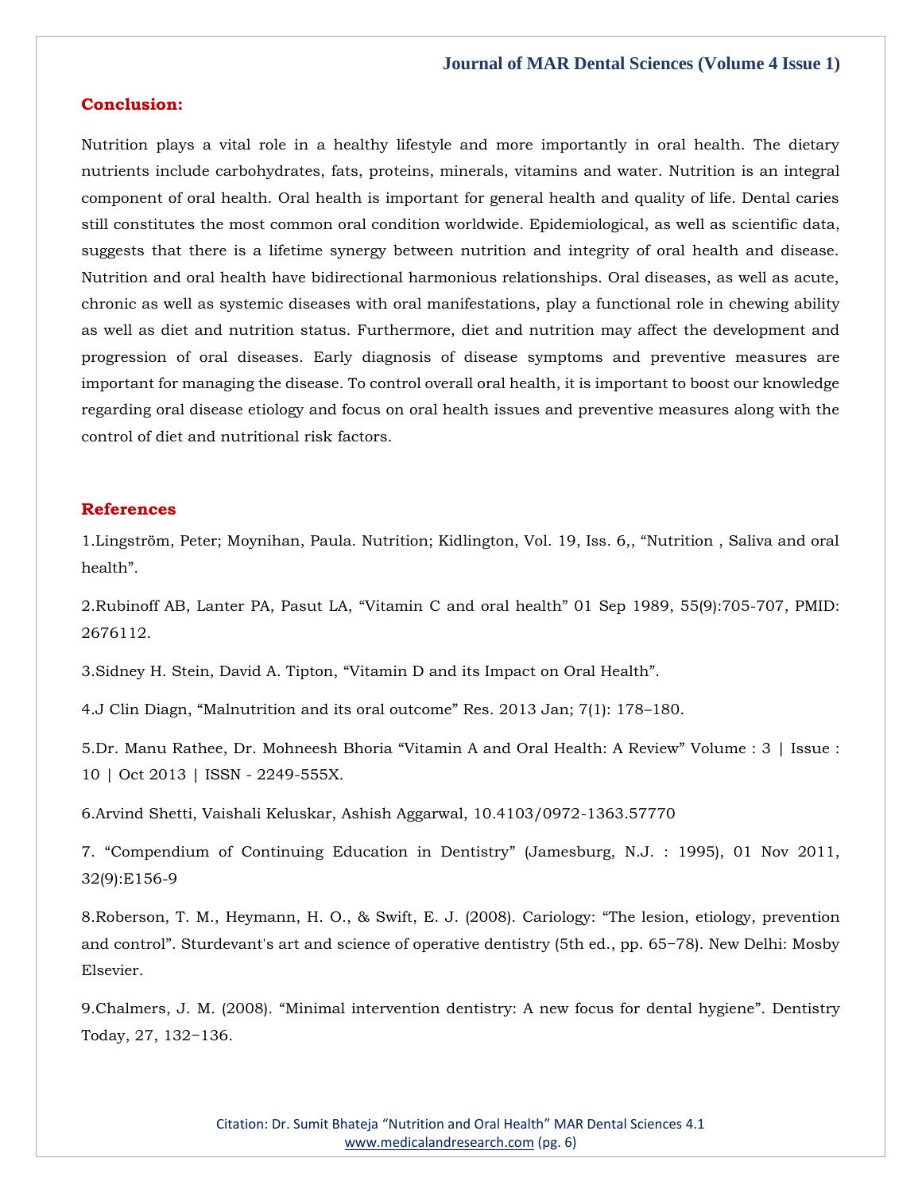## Conclusion:

Nutrition plays a vital role in a healthy lifestyle and more importantly in oral health. The dietary nutrients include carbohydrates, fats, proteins, minerals, vitamins and water. Nutrition is an integral component of oral health. Oral health is important for general health and quality of life. Dental caries still constitutes the most common oral condition worldwide. Epidemiological, as well as scientific data, suggests that there is a lifetime synergy between nutrition and integrity of oral health and disease. Nutrition and oral health have bidirectional harmonious relationships. Oral diseases, as well as acute, chronic as well as systemic diseases with oral manifestations, play a functional role in chewing ability as well as diet and nutrition status. Furthermore, diet and nutrition may affect the development and progression of oral diseases. Early diagnosis of disease symptoms and preventive measures are important for managing the disease. To control overall oral health, it is important to boost our knowledge regarding oral disease etiology and focus on oral health issues and preventive measures along with the control of diet and nutritional risk factors.

## References

1.Lingström, Peter; Moynihan, Paula. Nutrition; Kidlington, Vol. 19, Iss. 6,, "Nutrition , Saliva and oral health".

2.Rubinoff AB, Lanter PA, Pasut LA, "Vitamin C and oral health" 01 Sep 1989, 55(9):705-707, PMID: 2676112.

3.Sidney H. Stein, David A. Tipton, "Vitamin D and its Impact on Oral Health".

4.J Clin Diagn, "Malnutrition and its oral outcome" Res. 2013 Jan; 7(1): 178–180.

5.Dr. Manu Rathee, Dr. Mohneesh Bhoria "Vitamin A and Oral Health: A Review" Volume : 3 | Issue : 10 | Oct 2013 | ISSN - 2249-555X.

6.Arvind Shetti, Vaishali Keluskar, Ashish Aggarwal, 10.4103/0972-1363.57770

7. "Compendium of Continuing Education in Dentistry" (Jamesburg, N.J. : 1995), 01 Nov 2011, 32(9):E156-9

8.Roberson, T. M., Heymann, H. O., & Swift, E. J. (2008). Cariology: "The lesion, etiology, prevention and control". Sturdevant's art and science of operative dentistry (5th ed., pp. 65−78). New Delhi: Mosby Elsevier.

9.Chalmers, J. M. (2008). "Minimal intervention dentistry: A new focus for dental hygiene". Dentistry Today, 27, 132−136.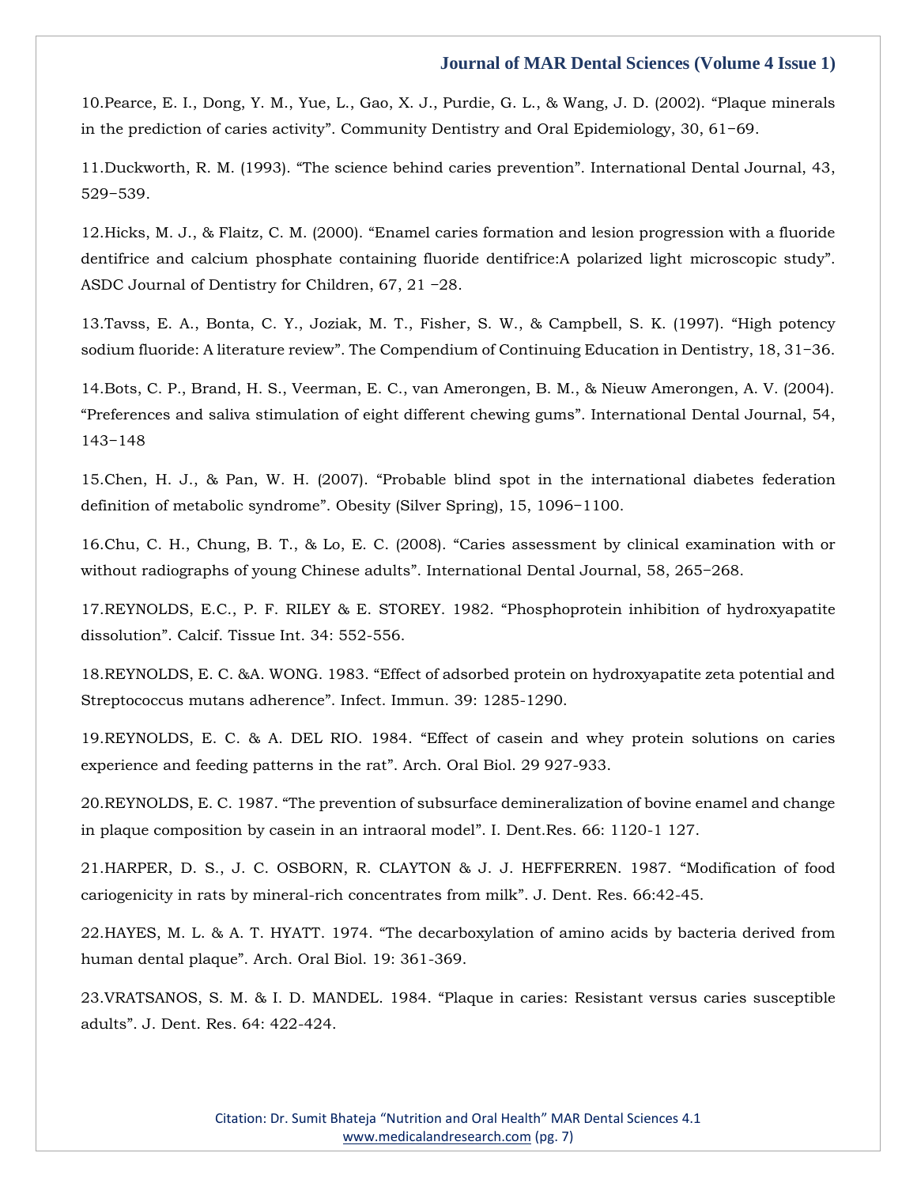10.Pearce, E. I., Dong, Y. M., Yue, L., Gao, X. J., Purdie, G. L., & Wang, J. D. (2002). “Plaque minerals in the prediction of caries activity”. Community Dentistry and Oral Epidemiology, 30, 61−69.

11.Duckworth, R. M. (1993). “The science behind caries prevention”. International Dental Journal, 43, 529−539.

12.Hicks, M. J., & Flaitz, C. M. (2000). “Enamel caries formation and lesion progression with a fluoride dentifrice and calcium phosphate containing fluoride dentifrice:A polarized light microscopic study”. ASDC Journal of Dentistry for Children, 67, 21 −28.

13.Tavss, E. A., Bonta, C. Y., Joziak, M. T., Fisher, S. W., & Campbell, S. K. (1997). “High potency sodium fluoride: A literature review”. The Compendium of Continuing Education in Dentistry, 18, 31−36.

14.Bots, C. P., Brand, H. S., Veerman, E. C., van Amerongen, B. M., & Nieuw Amerongen, A. V. (2004). “Preferences and saliva stimulation of eight different chewing gums”. International Dental Journal, 54, 143−148

15.Chen, H. J., & Pan, W. H. (2007). “Probable blind spot in the international diabetes federation definition of metabolic syndrome”. Obesity (Silver Spring), 15, 1096−1100.

16.Chu, C. H., Chung, B. T., & Lo, E. C. (2008). “Caries assessment by clinical examination with or without radiographs of young Chinese adults”. International Dental Journal, 58, 265−268.

17.REYNOLDS, E.C., P. F. RILEY & E. STOREY. 1982. “Phosphoprotein inhibition of hydroxyapatite dissolution”. Calcif. Tissue Int. 34: 552-556.

18.REYNOLDS, E. C. &A. WONG. 1983. “Effect of adsorbed protein on hydroxyapatite zeta potential and Streptococcus mutans adherence”. Infect. Immun. 39: 1285-1290.

19.REYNOLDS, E. C. & A. DEL RIO. 1984. “Effect of casein and whey protein solutions on caries experience and feeding patterns in the rat”. Arch. Oral Biol. 29 927-933.

20.REYNOLDS, E. C. 1987. “The prevention of subsurface demineralization of bovine enamel and change in plaque composition by casein in an intraoral model”. I. Dent.Res. 66: 1120-1 127.

21.HARPER, D. S., J. C. OSBORN, R. CLAYTON & J. J. HEFFERREN. 1987. “Modification of food cariogenicity in rats by mineral-rich concentrates from milk”. J. Dent. Res. 66:42-45.

22.HAYES, M. L. & A. T. HYATT. 1974. “The decarboxylation of amino acids by bacteria derived from human dental plaque”. Arch. Oral Biol. 19: 361-369.

23.VRATSANOS, S. M. & I. D. MANDEL. 1984. “Plaque in caries: Resistant versus caries susceptible adults”. J. Dent. Res. 64: 422-424.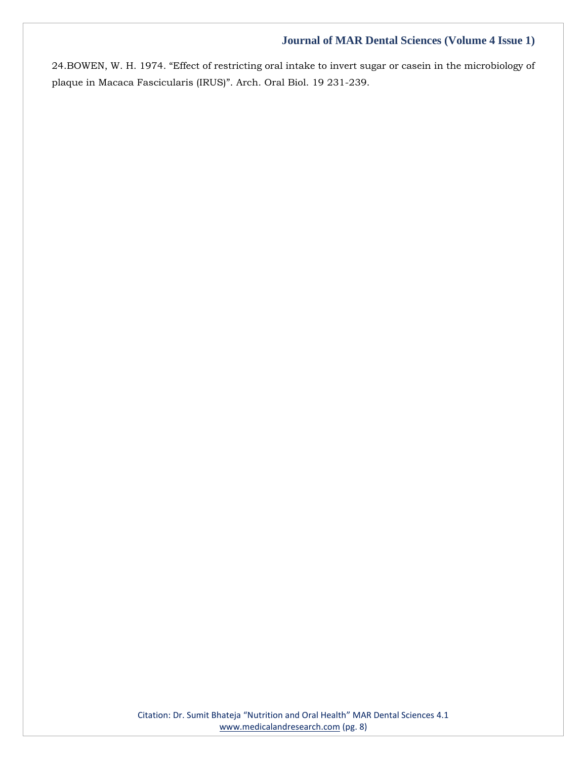24.BOWEN, W. H. 1974. “Effect of restricting oral intake to invert sugar or casein in the microbiology of plaque in Macaca Fascicularis (IRUS)”. Arch. Oral Biol. 19 231-239.